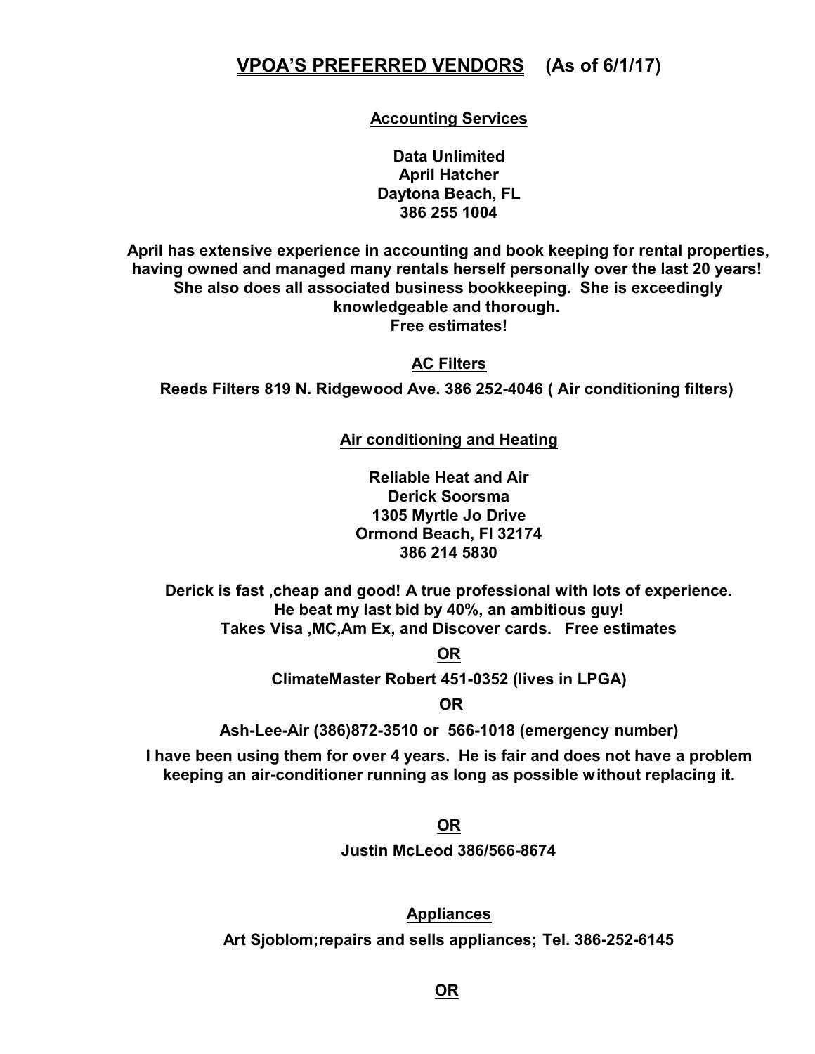# VPOA'S PREFERRED VENDORS (As of 6/1/17)

## Accounting Services

**Data Unlimited**
**April Hatcher**
**Daytona Beach, FL**
**386 255 1004**

**April has extensive experience in accounting and book keeping for rental properties, having owned and managed many rentals herself personally over the last 20 years! She also does all associated business bookkeeping. She is exceedingly knowledgeable and thorough.**
**Free estimates!**

## AC Filters

**Reeds Filters 819 N. Ridgewood Ave. 386 252-4046 ( Air conditioning filters)**

## Air conditioning and Heating

**Reliable Heat and Air**
**Derick Soorsma**
**1305 Myrtle Jo Drive**
**Ormond Beach, Fl 32174**
**386 214 5830**

**Derick is fast ,cheap and good! A true professional with lots of experience.**
**He beat my last bid by 40%, an ambitious guy!**
**Takes Visa ,MC,Am Ex, and Discover cards. Free estimates**

**OR**

**ClimateMaster Robert 451-0352 (lives in LPGA)**

**OR**

**Ash-Lee-Air (386)872-3510 or 566-1018 (emergency number)**

**I have been using them for over 4 years. He is fair and does not have a problem keeping an air-conditioner running as long as possible without replacing it.**

**OR**

**Justin McLeod 386/566-8674**

## Appliances

**Art Sjoblom;repairs and sells appliances; Tel. 386-252-6145**

**OR**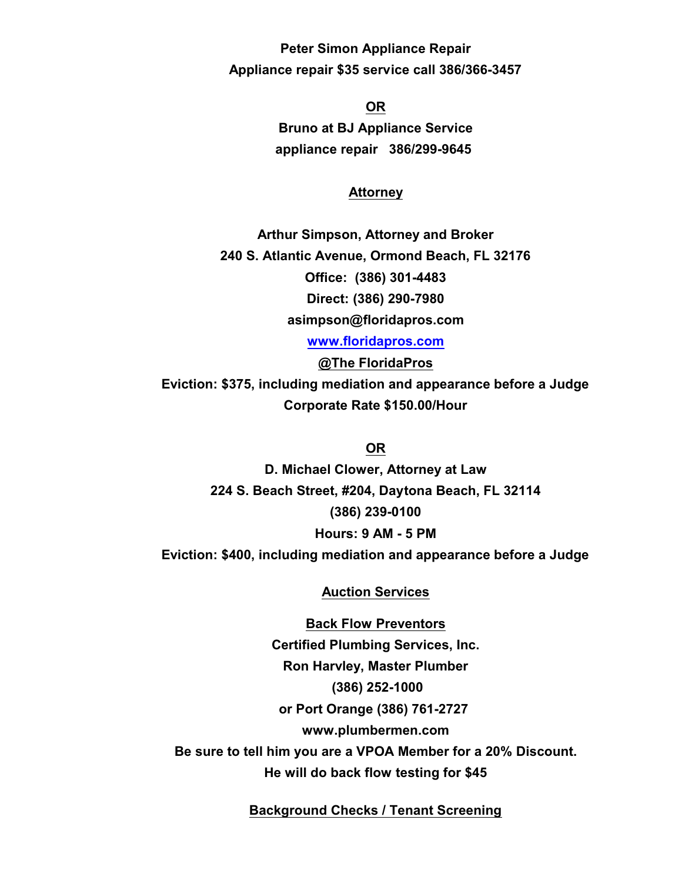**Peter Simon Appliance Repair**

**Appliance repair $35 service call 386/366-3457**

**OR**

**Bruno at BJ Appliance Service**

**appliance repair 386/299-9645**

## Attorney

**Arthur Simpson, Attorney and Broker**

**240 S. Atlantic Avenue, Ormond Beach, FL 32176**

**Office: (386) 301-4483**

**Direct: (386) 290-7980**

**asimpson@floridapros.com**

**www.floridapros.com**

**@The FloridaPros**

**Eviction: $375, including mediation and appearance before a Judge**

**Corporate Rate $150.00/Hour**

**OR**

**D. Michael Clower, Attorney at Law**

**224 S. Beach Street, #204, Daytona Beach, FL 32114**

**(386) 239-0100**

**Hours: 9 AM - 5 PM**

**Eviction: $400, including mediation and appearance before a Judge**

## Auction Services

## Back Flow Preventors

**Certified Plumbing Services, Inc.**

**Ron Harvley, Master Plumber**

**(386) 252-1000**

**or Port Orange (386) 761-2727**

**www.plumbermen.com**

**Be sure to tell him you are a VPOA Member for a 20% Discount.**

**He will do back flow testing for $45**

## Background Checks / Tenant Screening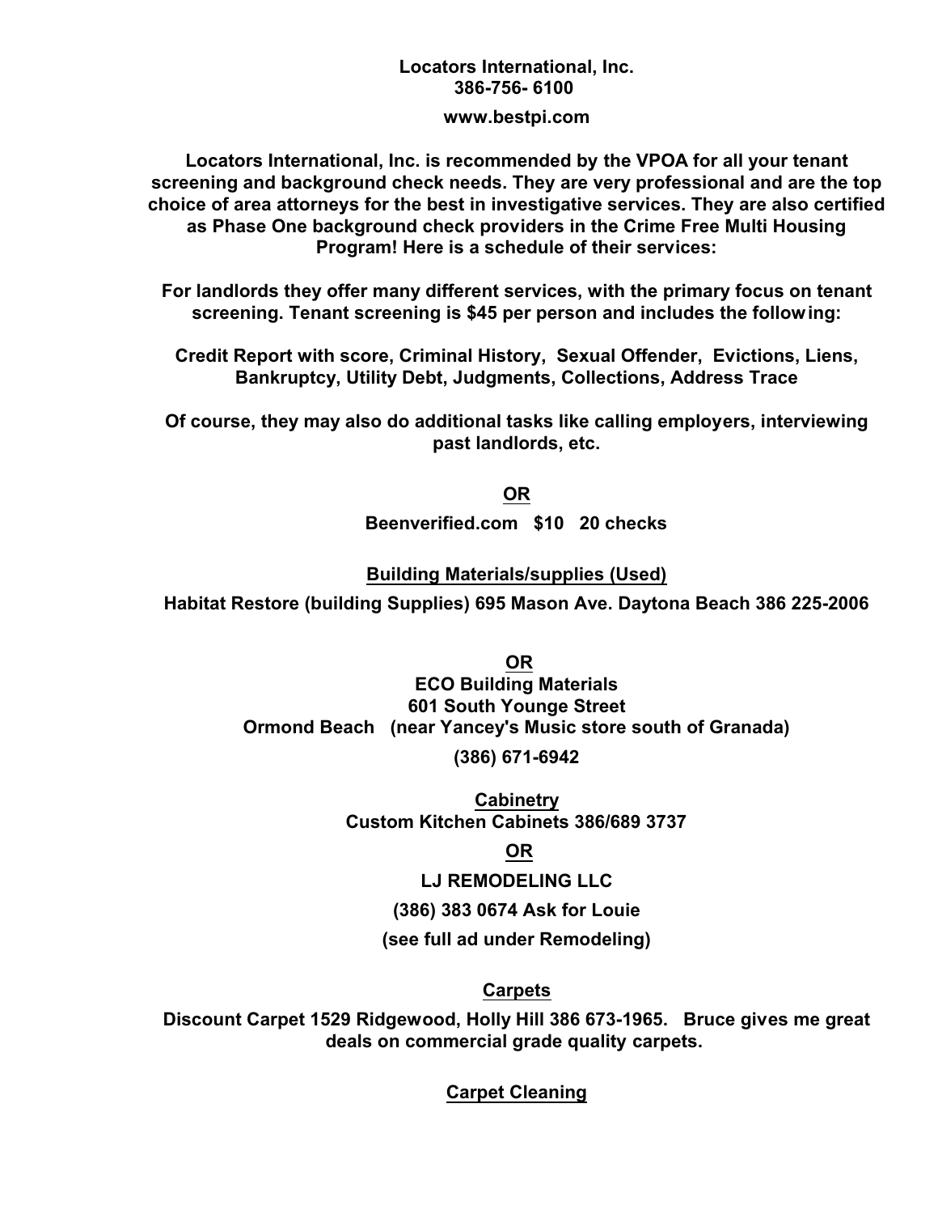**Locators International, Inc.**
**386-756- 6100**

**www.bestpi.com**

**Locators International, Inc. is recommended by the VPOA for all your tenant screening and background check needs. They are very professional and are the top choice of area attorneys for the best in investigative services. They are also certified as Phase One background check providers in the Crime Free Multi Housing Program! Here is a schedule of their services:**

**For landlords they offer many different services, with the primary focus on tenant screening. Tenant screening is $45 per person and includes the following:**

**Credit Report with score, Criminal History, Sexual Offender, Evictions, Liens, Bankruptcy, Utility Debt, Judgments, Collections, Address Trace**

**Of course, they may also do additional tasks like calling employers, interviewing past landlords, etc.**

**OR**

**Beenverified.com $10 20 checks**

## Building Materials/supplies (Used)

**Habitat Restore (building Supplies) 695 Mason Ave. Daytona Beach 386 225-2006**

**OR**

**ECO Building Materials**
**601 South Younge Street**
**Ormond Beach (near Yancey's Music store south of Granada)**

**(386) 671-6942**

## Cabinetry

**Custom Kitchen Cabinets 386/689 3737**

**OR**

**LJ REMODELING LLC**

**(386) 383 0674 Ask for Louie**

**(see full ad under Remodeling)**

## Carpets

**Discount Carpet 1529 Ridgewood, Holly Hill 386 673-1965. Bruce gives me great deals on commercial grade quality carpets.**

## Carpet Cleaning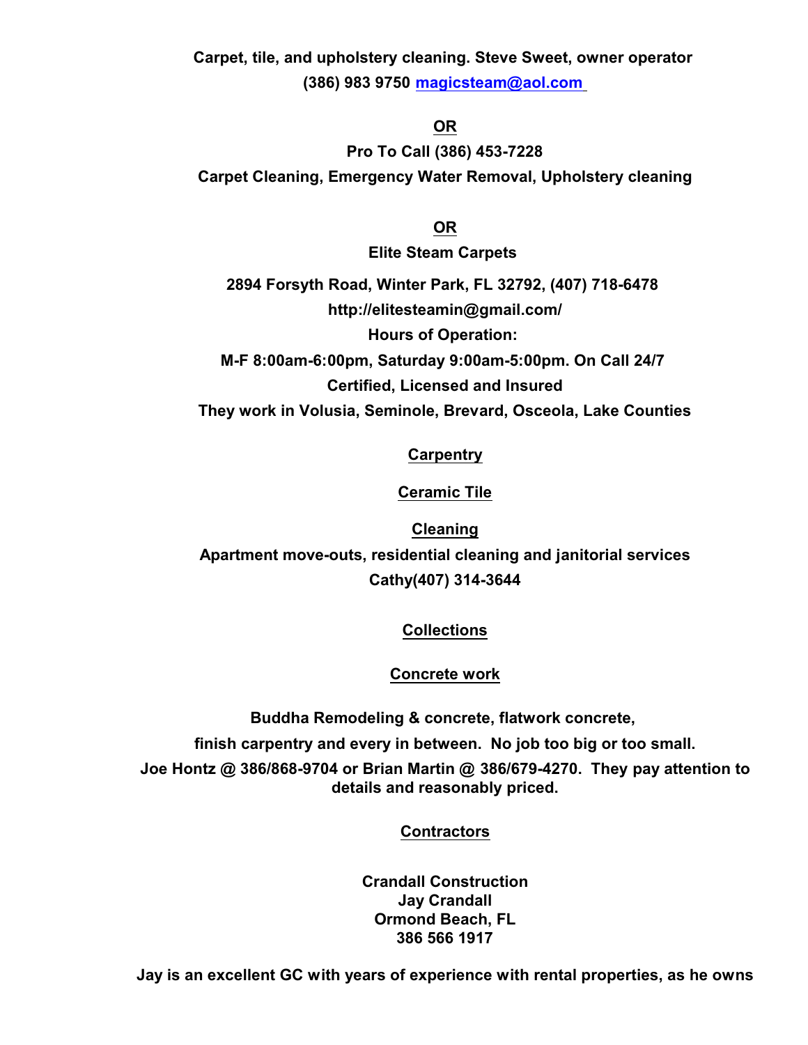**Carpet, tile, and upholstery cleaning. Steve Sweet, owner operator**
**(386) 983 9750 [magicsteam@aol.com](mailto:magicsteam@aol.com)**

**OR**

**Pro To Call (386) 453-7228**
**Carpet Cleaning, Emergency Water Removal, Upholstery cleaning**

**OR**

**Elite Steam Carpets**

**2894 Forsyth Road, Winter Park, FL 32792, (407) 718-6478**
**http://elitesteamin@gmail.com/**
**Hours of Operation:**
**M-F 8:00am-6:00pm, Saturday 9:00am-5:00pm. On Call 24/7**
**Certified, Licensed and Insured**
**They work in Volusia, Seminole, Brevard, Osceola, Lake Counties**

## Carpentry

## Ceramic Tile

## Cleaning

**Apartment move-outs, residential cleaning and janitorial services**
**Cathy(407) 314-3644**

## Collections

## Concrete work

**Buddha Remodeling & concrete, flatwork concrete,**
**finish carpentry and every in between. No job too big or too small.**
**Joe Hontz @ 386/868-9704 or Brian Martin @ 386/679-4270. They pay attention to details and reasonably priced.**

## Contractors

**Crandall Construction**
**Jay Crandall**
**Ormond Beach, FL**
**386 566 1917**

**Jay is an excellent GC with years of experience with rental properties, as he owns**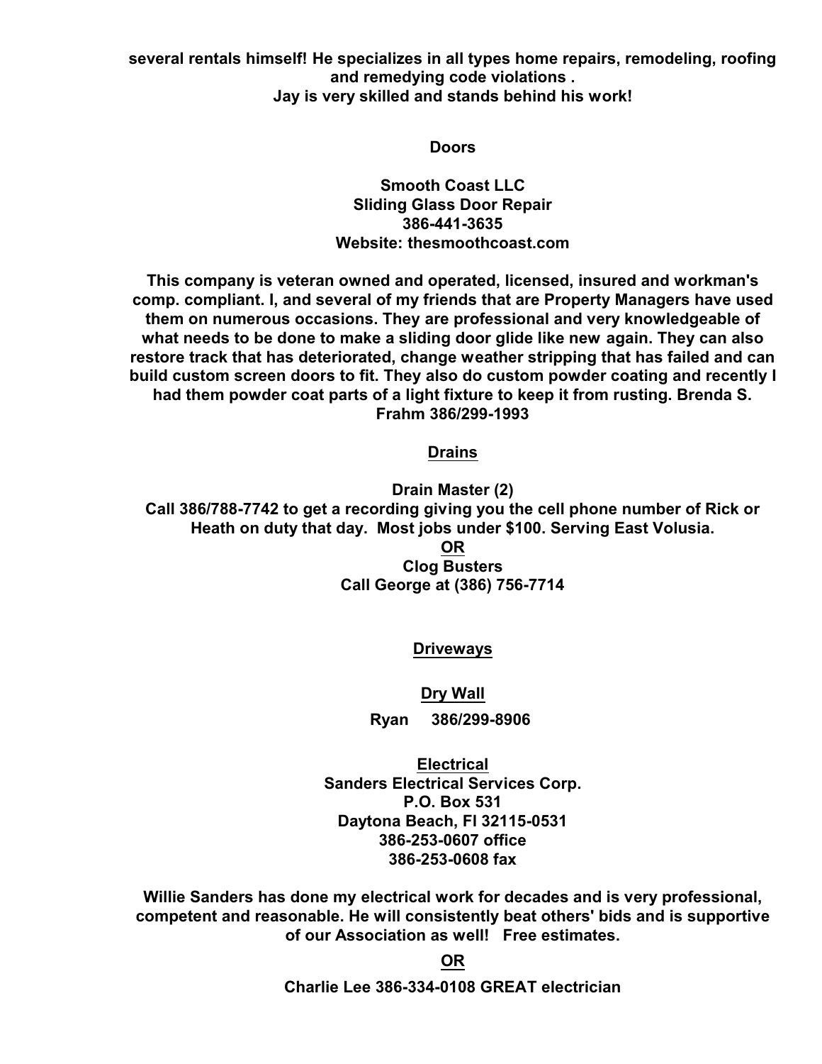**several rentals himself! He specializes in all types home repairs, remodeling, roofing and remedying code violations .**
**Jay is very skilled and stands behind his work!**

**Doors**

**Smooth Coast LLC**
**Sliding Glass Door Repair**
**386-441-3635**
**Website: thesmoothcoast.com**

**This company is veteran owned and operated, licensed, insured and workman's comp. compliant. I, and several of my friends that are Property Managers have used them on numerous occasions. They are professional and very knowledgeable of what needs to be done to make a sliding door glide like new again. They can also restore track that has deteriorated, change weather stripping that has failed and can build custom screen doors to fit. They also do custom powder coating and recently I had them powder coat parts of a light fixture to keep it from rusting. Brenda S. Frahm 386/299-1993**

## Drains

**Drain Master (2)**
**Call 386/788-7742 to get a recording giving you the cell phone number of Rick or Heath on duty that day. Most jobs under $100. Serving East Volusia.**

**OR**

**Clog Busters**
**Call George at (386) 756-7714**

## Driveways

## Dry Wall

**Ryan 386/299-8906**

## Electrical

**Sanders Electrical Services Corp.**
**P.O. Box 531**
**Daytona Beach, Fl 32115-0531**
**386-253-0607 office**
**386-253-0608 fax**

**Willie Sanders has done my electrical work for decades and is very professional, competent and reasonable. He will consistently beat others' bids and is supportive of our Association as well! Free estimates.**

**OR**

**Charlie Lee 386-334-0108 GREAT electrician**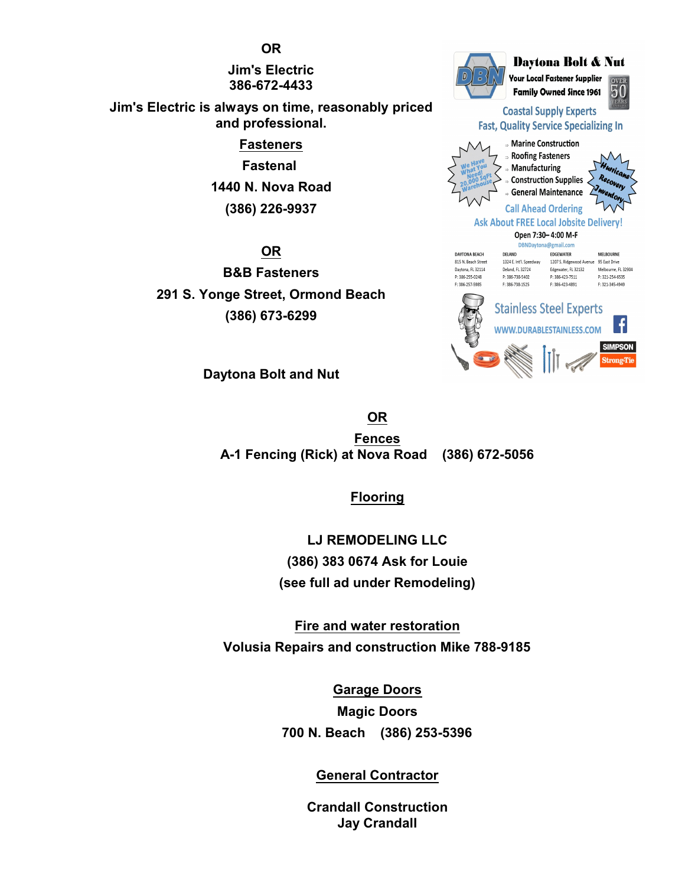OR

**Jim's Electric**
**386-672-4433**

**Jim's Electric is always on time, reasonably priced and professional.**

## Fasteners

**Fastenal**

**1440 N. Nova Road**

**(386) 226-9937**

**OR**

**B&B Fasteners**

**291 S. Yonge Street, Ormond Beach**

**(386) 673-6299**

**Daytona Bolt & Nut**
Your Local Fastener Supplier
Family Owned Since 1961
OVER 50 YEARS

Coastal Supply Experts
Fast, Quality Service Specializing In

- Marine Construction
- Roofing Fasteners
- Manufacturing
- Construction Supplies
- General Maintenance

We Have What You Need! 20,000 SqFt Warehouse

Hurricane Recovery Inventory

Call Ahead Ordering
Ask About FREE Local Jobsite Delivery!
Open 7:30– 4:00 M-F
DBNDaytona@gmail.com

| DAYTONA BEACH | DELAND | EDGEWATER | MELBOURNE |
|---|---|---|---|
| 815 N. Beach Street | 1324 E. Int'l. Speedway | 1207 S. Ridgewood Avenue | 95 East Drive |
| Daytona, FL 32114 | Deland, FL 32724 | Edgewater, FL 32132 | Melbourne, FL 32904 |
| P: 386-255-0248 | P: 386-738-5402 | P: 386-423-7511 | P: 321-254-6535 |
| F: 386-257-5985 | F: 386-738-1525 | F: 386-423-4891 | F: 321-345-4949 |

Stainless Steel Experts
WWW.DURABLESTAINLESS.COM
SIMPSON Strong-Tie

**Daytona Bolt and Nut**

**OR**

## Fences

**A-1 Fencing (Rick) at Nova Road (386) 672-5056**

## Flooring

**LJ REMODELING LLC**
**(386) 383 0674 Ask for Louie**
**(see full ad under Remodeling)**

## Fire and water restoration

**Volusia Repairs and construction Mike 788-9185**

## Garage Doors

**Magic Doors**
**700 N. Beach (386) 253-5396**

## General Contractor

**Crandall Construction**
**Jay Crandall**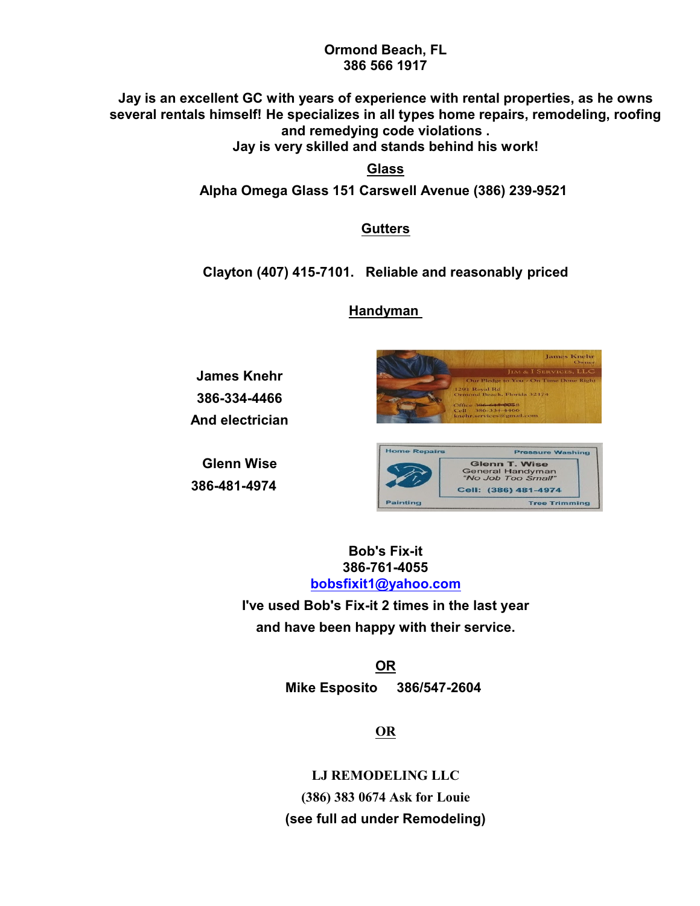**Ormond Beach, FL**
**386 566 1917**

**Jay is an excellent GC with years of experience with rental properties, as he owns several rentals himself! He specializes in all types home repairs, remodeling, roofing and remedying code violations .**
**Jay is very skilled and stands behind his work!**

## Glass

**Alpha Omega Glass 151 Carswell Avenue (386) 239-9521**

## Gutters

**Clayton (407) 415-7101. Reliable and reasonably priced**

## Handyman

**James Knehr**
**386-334-4466**
**And electrician**

James Knehr
Owner
Jim & I Services, LLC
Our Pledge to You - On Time Done Right
1291 Royal Rd
Ormond Beach, Florida 32174
Office 386-615-0058
Cell 386-334-4466
knehr.services@gmail.com

**Glenn Wise**
**386-481-4974**

Home Repairs Pressure Washing
Glenn T. Wise
General Handyman
"No Job Too Small"
Cell: (386) 481-4974
Painting Tree Trimming

**Bob's Fix-it**
**386-761-4055**
**bobsfixit1@yahoo.com**
**I've used Bob's Fix-it 2 times in the last year and have been happy with their service.**

**OR**

**Mike Esposito 386/547-2604**

**OR**

**LJ REMODELING LLC**
**(386) 383 0674 Ask for Louie**
**(see full ad under Remodeling)**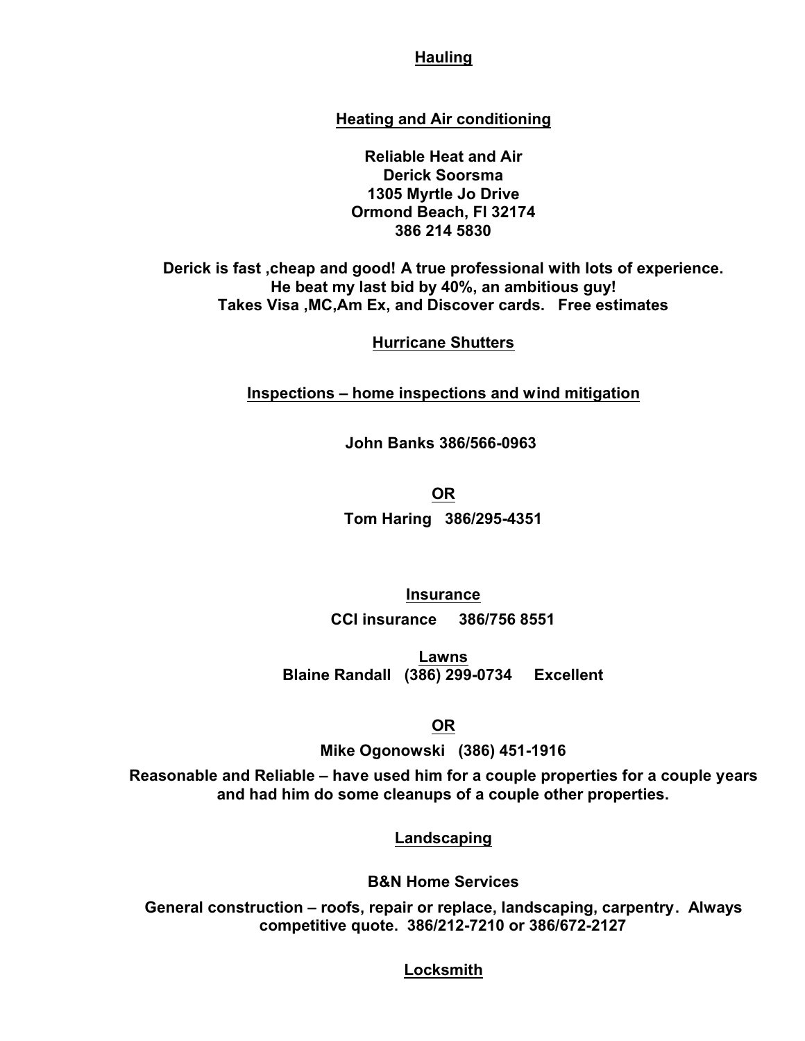## Hauling

## Heating and Air conditioning

**Reliable Heat and Air**
**Derick Soorsma**
**1305 Myrtle Jo Drive**
**Ormond Beach, Fl 32174**
**386 214 5830**

**Derick is fast ,cheap and good! A true professional with lots of experience. He beat my last bid by 40%, an ambitious guy! Takes Visa ,MC,Am Ex, and Discover cards. Free estimates**

## Hurricane Shutters

## Inspections – home inspections and wind mitigation

**John Banks 386/566-0963**

**OR**

**Tom Haring 386/295-4351**

## Insurance

**CCI insurance 386/756 8551**

## Lawns

**Blaine Randall (386) 299-0734 Excellent**

**OR**

**Mike Ogonowski (386) 451-1916**

**Reasonable and Reliable – have used him for a couple properties for a couple years and had him do some cleanups of a couple other properties.**

## Landscaping

**B&N Home Services**

**General construction – roofs, repair or replace, landscaping, carpentry. Always competitive quote. 386/212-7210 or 386/672-2127**

## Locksmith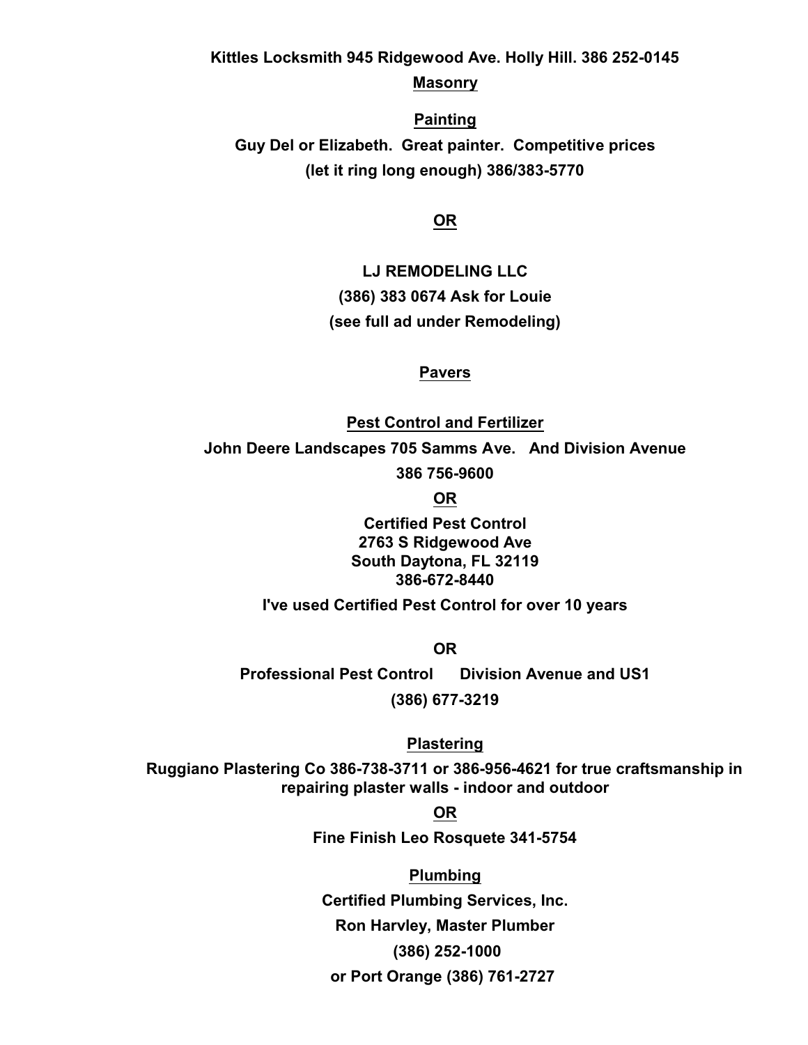**Kittles Locksmith 945 Ridgewood Ave. Holly Hill. 386 252-0145**

## Masonry

## Painting

**Guy Del or Elizabeth. Great painter. Competitive prices**

**(let it ring long enough) 386/383-5770**

**OR**

**LJ REMODELING LLC**

**(386) 383 0674 Ask for Louie**

**(see full ad under Remodeling)**

## Pavers

## Pest Control and Fertilizer

**John Deere Landscapes 705 Samms Ave. And Division Avenue**

**386 756-9600**

**OR**

**Certified Pest Control**
**2763 S Ridgewood Ave**
**South Daytona, FL 32119**
**386-672-8440**

**I've used Certified Pest Control for over 10 years**

**OR**

**Professional Pest Control Division Avenue and US1**

**(386) 677-3219**

## Plastering

**Ruggiano Plastering Co 386-738-3711 or 386-956-4621 for true craftsmanship in repairing plaster walls - indoor and outdoor**

**OR**

**Fine Finish Leo Rosquete 341-5754**

## Plumbing

**Certified Plumbing Services, Inc.**

**Ron Harvley, Master Plumber**

**(386) 252-1000**

**or Port Orange (386) 761-2727**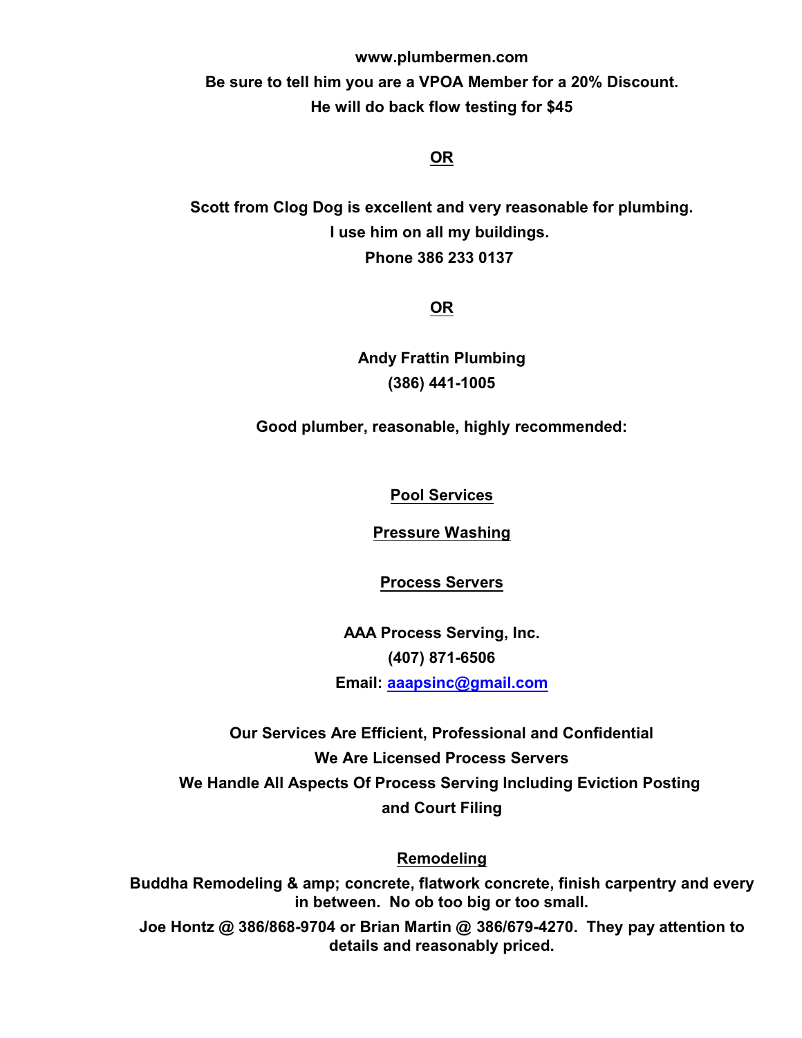**www.plumbermen.com**

**Be sure to tell him you are a VPOA Member for a 20% Discount.**

**He will do back flow testing for $45**

**OR**

**Scott from Clog Dog is excellent and very reasonable for plumbing.**

**I use him on all my buildings.**

**Phone 386 233 0137**

**OR**

**Andy Frattin Plumbing**

**(386) 441-1005**

**Good plumber, reasonable, highly recommended:**

## Pool Services

## Pressure Washing

## Process Servers

**AAA Process Serving, Inc.**

**(407) 871-6506**

**Email: aaapsinc@gmail.com**

**Our Services Are Efficient, Professional and Confidential**

**We Are Licensed Process Servers**

**We Handle All Aspects Of Process Serving Including Eviction Posting and Court Filing**

## Remodeling

**Buddha Remodeling & amp; concrete, flatwork concrete, finish carpentry and every in between. No ob too big or too small.**

**Joe Hontz @ 386/868-9704 or Brian Martin @ 386/679-4270. They pay attention to details and reasonably priced.**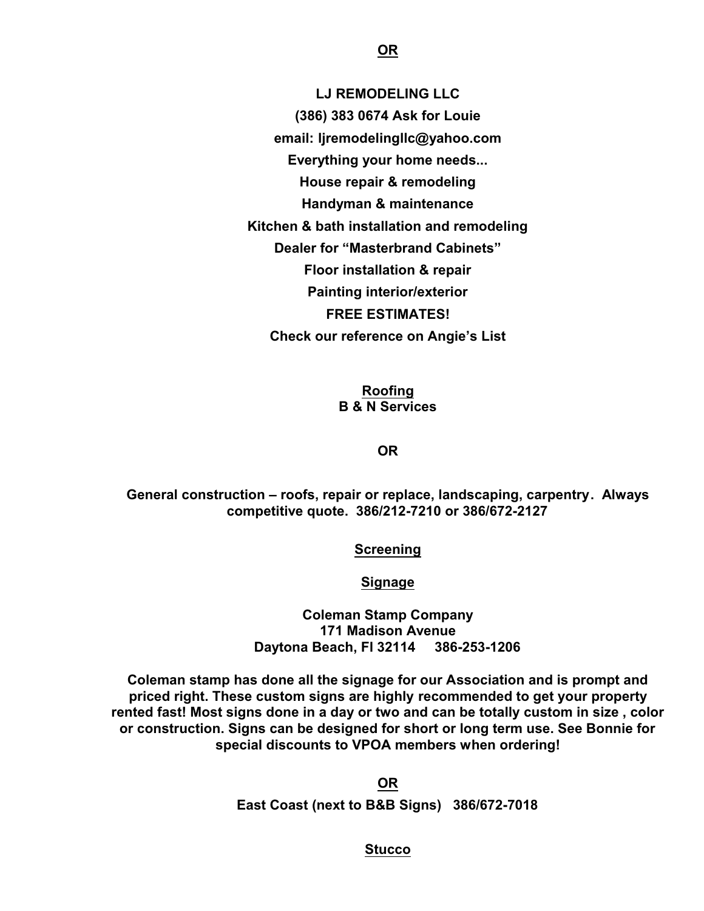**OR**

**LJ REMODELING LLC**

**(386) 383 0674 Ask for Louie**

**email: ljremodelingllc@yahoo.com**

**Everything your home needs...**

**House repair & remodeling**

**Handyman & maintenance**

**Kitchen & bath installation and remodeling**

**Dealer for "Masterbrand Cabinets"**

**Floor installation & repair**

**Painting interior/exterior**

**FREE ESTIMATES!**

**Check our reference on Angie's List**

**Roofing**

**B & N Services**

**OR**

**General construction – roofs, repair or replace, landscaping, carpentry. Always competitive quote. 386/212-7210 or 386/672-2127**

**Screening**

**Signage**

**Coleman Stamp Company**
**171 Madison Avenue**
**Daytona Beach, Fl 32114 386-253-1206**

**Coleman stamp has done all the signage for our Association and is prompt and priced right. These custom signs are highly recommended to get your property rented fast! Most signs done in a day or two and can be totally custom in size , color or construction. Signs can be designed for short or long term use. See Bonnie for special discounts to VPOA members when ordering!**

**OR**

**East Coast (next to B&B Signs) 386/672-7018**

**Stucco**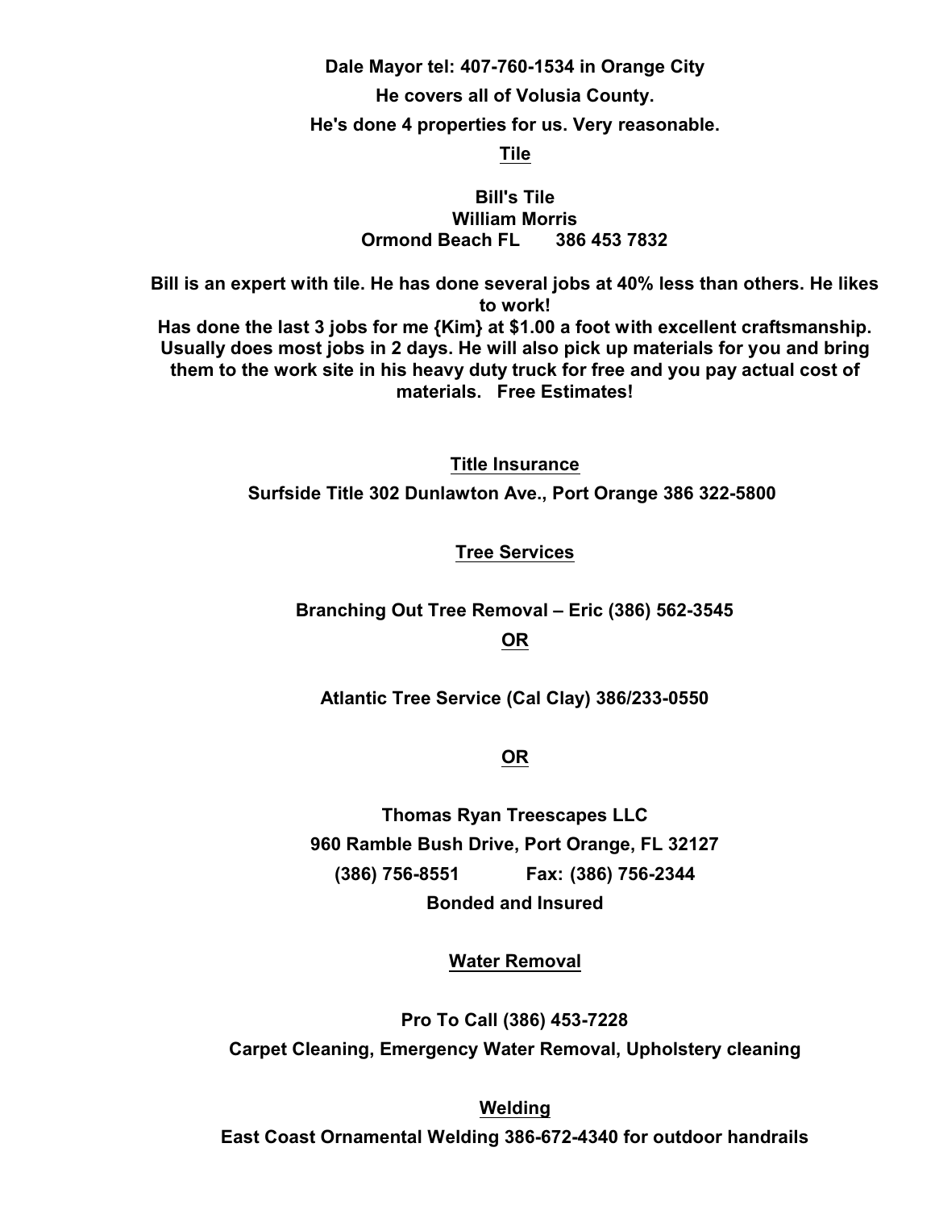**Dale Mayor tel: 407-760-1534 in Orange City**

**He covers all of Volusia County.**

**He's done 4 properties for us. Very reasonable.**

## Tile

**Bill's Tile**
**William Morris**
**Ormond Beach FL 386 453 7832**

**Bill is an expert with tile. He has done several jobs at 40% less than others. He likes to work!**
**Has done the last 3 jobs for me {Kim} at $1.00 a foot with excellent craftsmanship. Usually does most jobs in 2 days. He will also pick up materials for you and bring them to the work site in his heavy duty truck for free and you pay actual cost of materials. Free Estimates!**

## Title Insurance

**Surfside Title 302 Dunlawton Ave., Port Orange 386 322-5800**

## Tree Services

**Branching Out Tree Removal – Eric (386) 562-3545**

**OR**

**Atlantic Tree Service (Cal Clay) 386/233-0550**

**OR**

**Thomas Ryan Treescapes LLC**
**960 Ramble Bush Drive, Port Orange, FL 32127**
**(386) 756-8551 Fax: (386) 756-2344**
**Bonded and Insured**

## Water Removal

**Pro To Call (386) 453-7228**
**Carpet Cleaning, Emergency Water Removal, Upholstery cleaning**

## Welding

**East Coast Ornamental Welding 386-672-4340 for outdoor handrails**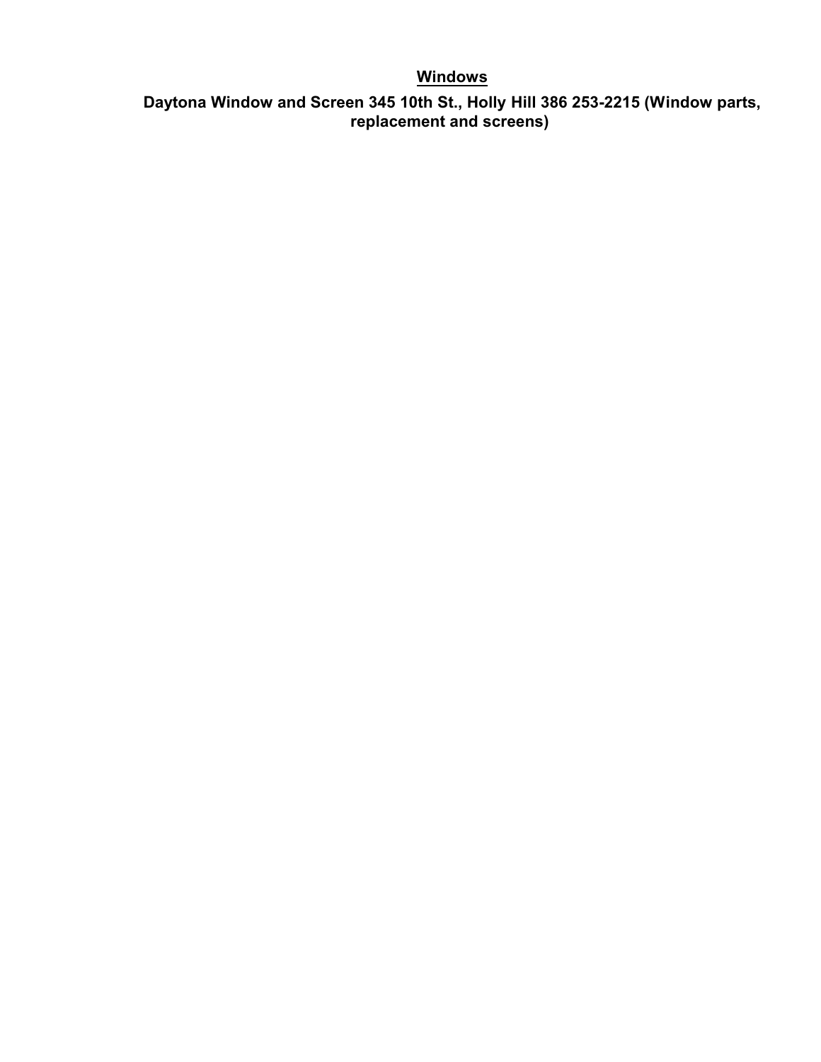## Windows

**Daytona Window and Screen 345 10th St., Holly Hill 386 253-2215 (Window parts, replacement and screens)**